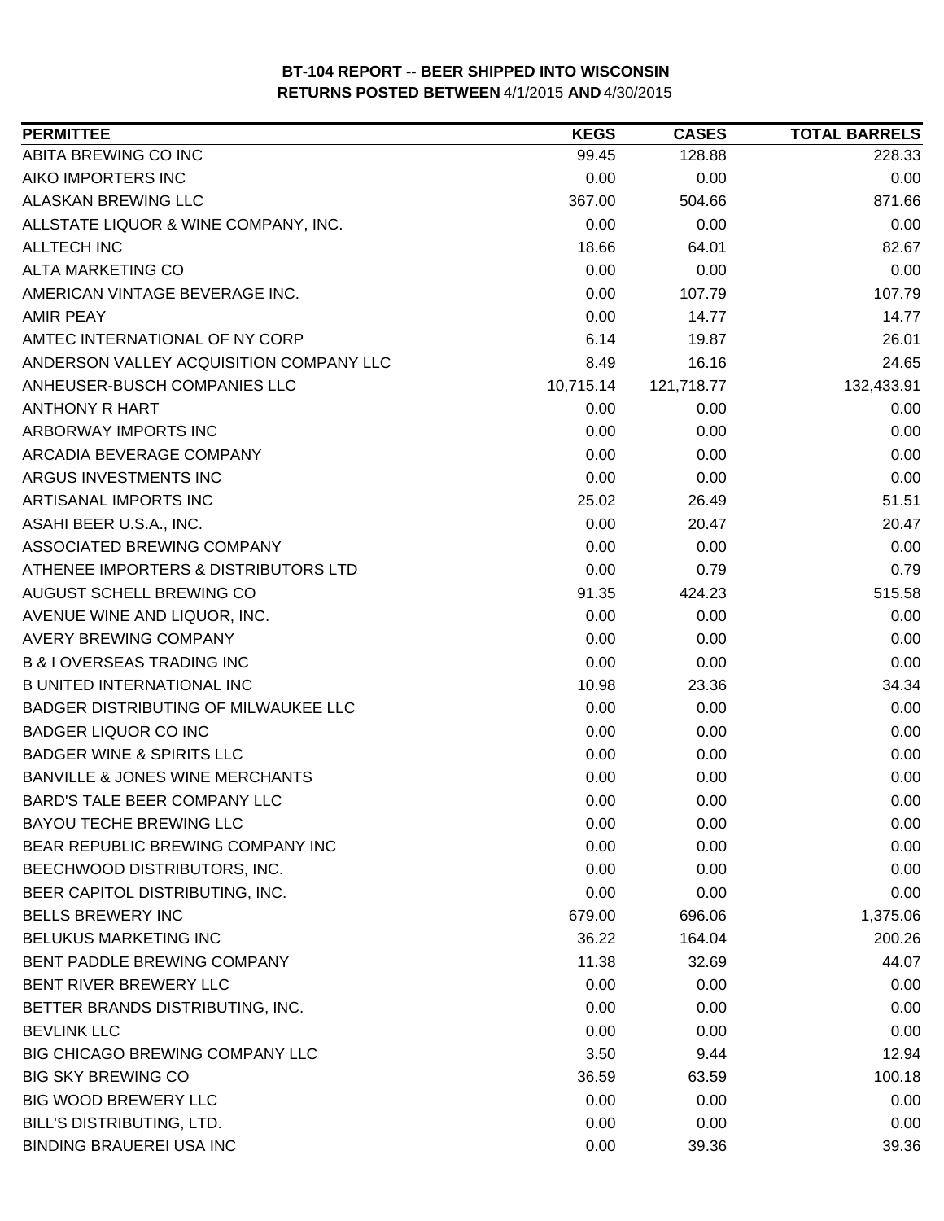**BT-104 REPORT -- BEER SHIPPED INTO WISCONSIN**
**RETURNS POSTED BETWEEN** 4/1/2015 **AND** 4/30/2015

| PERMITTEE | KEGS | CASES | TOTAL BARRELS |
|---|---|---|---|
| ABITA BREWING CO INC | 99.45 | 128.88 | 228.33 |
| AIKO IMPORTERS INC | 0.00 | 0.00 | 0.00 |
| ALASKAN BREWING LLC | 367.00 | 504.66 | 871.66 |
| ALLSTATE LIQUOR & WINE COMPANY, INC. | 0.00 | 0.00 | 0.00 |
| ALLTECH INC | 18.66 | 64.01 | 82.67 |
| ALTA MARKETING CO | 0.00 | 0.00 | 0.00 |
| AMERICAN VINTAGE BEVERAGE INC. | 0.00 | 107.79 | 107.79 |
| AMIR PEAY | 0.00 | 14.77 | 14.77 |
| AMTEC INTERNATIONAL OF NY CORP | 6.14 | 19.87 | 26.01 |
| ANDERSON VALLEY ACQUISITION COMPANY LLC | 8.49 | 16.16 | 24.65 |
| ANHEUSER-BUSCH COMPANIES LLC | 10,715.14 | 121,718.77 | 132,433.91 |
| ANTHONY R HART | 0.00 | 0.00 | 0.00 |
| ARBORWAY IMPORTS INC | 0.00 | 0.00 | 0.00 |
| ARCADIA BEVERAGE COMPANY | 0.00 | 0.00 | 0.00 |
| ARGUS INVESTMENTS INC | 0.00 | 0.00 | 0.00 |
| ARTISANAL IMPORTS INC | 25.02 | 26.49 | 51.51 |
| ASAHI BEER U.S.A., INC. | 0.00 | 20.47 | 20.47 |
| ASSOCIATED BREWING COMPANY | 0.00 | 0.00 | 0.00 |
| ATHENEE IMPORTERS & DISTRIBUTORS LTD | 0.00 | 0.79 | 0.79 |
| AUGUST SCHELL BREWING CO | 91.35 | 424.23 | 515.58 |
| AVENUE WINE AND LIQUOR, INC. | 0.00 | 0.00 | 0.00 |
| AVERY BREWING COMPANY | 0.00 | 0.00 | 0.00 |
| B & I OVERSEAS TRADING INC | 0.00 | 0.00 | 0.00 |
| B UNITED INTERNATIONAL INC | 10.98 | 23.36 | 34.34 |
| BADGER DISTRIBUTING OF MILWAUKEE LLC | 0.00 | 0.00 | 0.00 |
| BADGER LIQUOR CO INC | 0.00 | 0.00 | 0.00 |
| BADGER WINE & SPIRITS LLC | 0.00 | 0.00 | 0.00 |
| BANVILLE & JONES WINE MERCHANTS | 0.00 | 0.00 | 0.00 |
| BARD'S TALE BEER COMPANY LLC | 0.00 | 0.00 | 0.00 |
| BAYOU TECHE BREWING LLC | 0.00 | 0.00 | 0.00 |
| BEAR REPUBLIC BREWING COMPANY INC | 0.00 | 0.00 | 0.00 |
| BEECHWOOD DISTRIBUTORS, INC. | 0.00 | 0.00 | 0.00 |
| BEER CAPITOL DISTRIBUTING, INC. | 0.00 | 0.00 | 0.00 |
| BELLS BREWERY INC | 679.00 | 696.06 | 1,375.06 |
| BELUKUS MARKETING INC | 36.22 | 164.04 | 200.26 |
| BENT PADDLE BREWING COMPANY | 11.38 | 32.69 | 44.07 |
| BENT RIVER BREWERY LLC | 0.00 | 0.00 | 0.00 |
| BETTER BRANDS DISTRIBUTING, INC. | 0.00 | 0.00 | 0.00 |
| BEVLINK LLC | 0.00 | 0.00 | 0.00 |
| BIG CHICAGO BREWING COMPANY LLC | 3.50 | 9.44 | 12.94 |
| BIG SKY BREWING CO | 36.59 | 63.59 | 100.18 |
| BIG WOOD BREWERY LLC | 0.00 | 0.00 | 0.00 |
| BILL'S DISTRIBUTING, LTD. | 0.00 | 0.00 | 0.00 |
| BINDING BRAUEREI USA INC | 0.00 | 39.36 | 39.36 |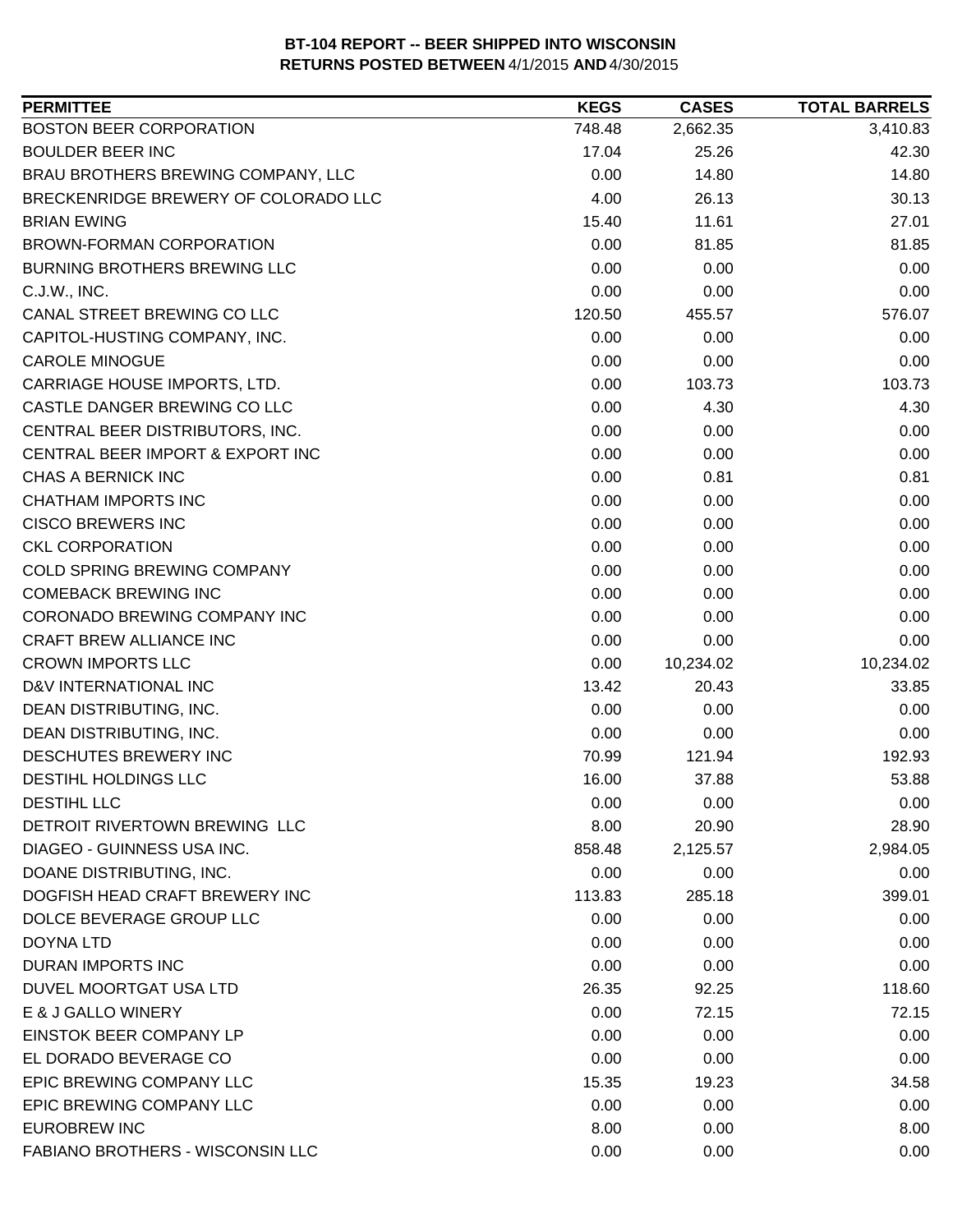**BT-104 REPORT -- BEER SHIPPED INTO WISCONSIN**
**RETURNS POSTED BETWEEN 4/1/2015 AND 4/30/2015**

| PERMITTEE | KEGS | CASES | TOTAL BARRELS |
|---|---|---|---|
| BOSTON BEER CORPORATION | 748.48 | 2,662.35 | 3,410.83 |
| BOULDER BEER INC | 17.04 | 25.26 | 42.30 |
| BRAU BROTHERS BREWING COMPANY, LLC | 0.00 | 14.80 | 14.80 |
| BRECKENRIDGE BREWERY OF COLORADO LLC | 4.00 | 26.13 | 30.13 |
| BRIAN EWING | 15.40 | 11.61 | 27.01 |
| BROWN-FORMAN CORPORATION | 0.00 | 81.85 | 81.85 |
| BURNING BROTHERS BREWING LLC | 0.00 | 0.00 | 0.00 |
| C.J.W., INC. | 0.00 | 0.00 | 0.00 |
| CANAL STREET BREWING CO LLC | 120.50 | 455.57 | 576.07 |
| CAPITOL-HUSTING COMPANY, INC. | 0.00 | 0.00 | 0.00 |
| CAROLE MINOGUE | 0.00 | 0.00 | 0.00 |
| CARRIAGE HOUSE IMPORTS, LTD. | 0.00 | 103.73 | 103.73 |
| CASTLE DANGER BREWING CO LLC | 0.00 | 4.30 | 4.30 |
| CENTRAL BEER DISTRIBUTORS, INC. | 0.00 | 0.00 | 0.00 |
| CENTRAL BEER IMPORT & EXPORT INC | 0.00 | 0.00 | 0.00 |
| CHAS A BERNICK INC | 0.00 | 0.81 | 0.81 |
| CHATHAM IMPORTS INC | 0.00 | 0.00 | 0.00 |
| CISCO BREWERS INC | 0.00 | 0.00 | 0.00 |
| CKL CORPORATION | 0.00 | 0.00 | 0.00 |
| COLD SPRING BREWING COMPANY | 0.00 | 0.00 | 0.00 |
| COMEBACK BREWING INC | 0.00 | 0.00 | 0.00 |
| CORONADO BREWING COMPANY INC | 0.00 | 0.00 | 0.00 |
| CRAFT BREW ALLIANCE INC | 0.00 | 0.00 | 0.00 |
| CROWN IMPORTS LLC | 0.00 | 10,234.02 | 10,234.02 |
| D&V INTERNATIONAL INC | 13.42 | 20.43 | 33.85 |
| DEAN DISTRIBUTING, INC. | 0.00 | 0.00 | 0.00 |
| DEAN DISTRIBUTING, INC. | 0.00 | 0.00 | 0.00 |
| DESCHUTES BREWERY INC | 70.99 | 121.94 | 192.93 |
| DESTIHL HOLDINGS LLC | 16.00 | 37.88 | 53.88 |
| DESTIHL LLC | 0.00 | 0.00 | 0.00 |
| DETROIT RIVERTOWN BREWING LLC | 8.00 | 20.90 | 28.90 |
| DIAGEO - GUINNESS USA INC. | 858.48 | 2,125.57 | 2,984.05 |
| DOANE DISTRIBUTING, INC. | 0.00 | 0.00 | 0.00 |
| DOGFISH HEAD CRAFT BREWERY INC | 113.83 | 285.18 | 399.01 |
| DOLCE BEVERAGE GROUP LLC | 0.00 | 0.00 | 0.00 |
| DOYNA LTD | 0.00 | 0.00 | 0.00 |
| DURAN IMPORTS INC | 0.00 | 0.00 | 0.00 |
| DUVEL MOORTGAT USA LTD | 26.35 | 92.25 | 118.60 |
| E & J GALLO WINERY | 0.00 | 72.15 | 72.15 |
| EINSTOK BEER COMPANY LP | 0.00 | 0.00 | 0.00 |
| EL DORADO BEVERAGE CO | 0.00 | 0.00 | 0.00 |
| EPIC BREWING COMPANY LLC | 15.35 | 19.23 | 34.58 |
| EPIC BREWING COMPANY LLC | 0.00 | 0.00 | 0.00 |
| EUROBREW INC | 8.00 | 0.00 | 8.00 |
| FABIANO BROTHERS - WISCONSIN LLC | 0.00 | 0.00 | 0.00 |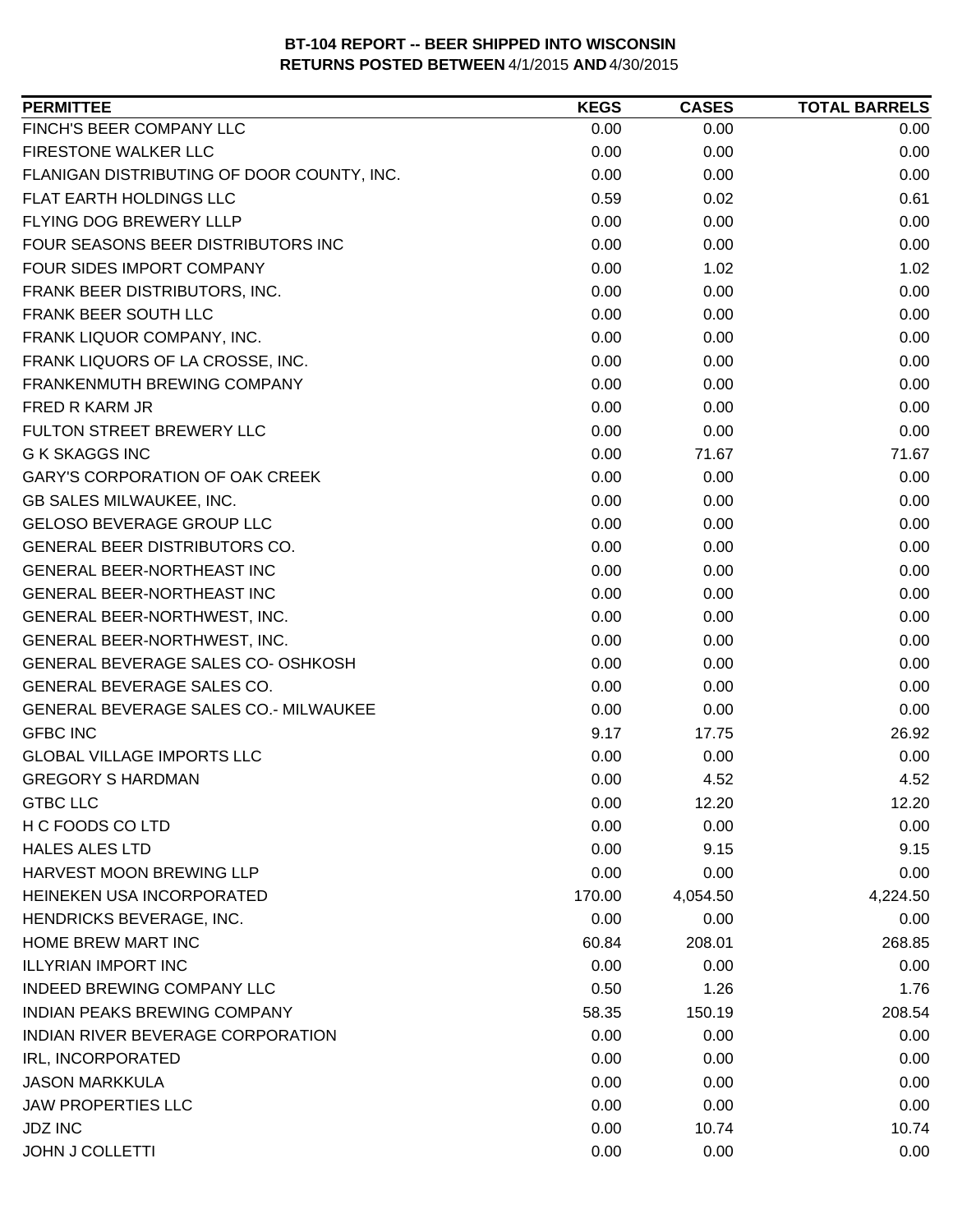**BT-104 REPORT -- BEER SHIPPED INTO WISCONSIN**
**RETURNS POSTED BETWEEN** 4/1/2015 **AND** 4/30/2015

| PERMITTEE | KEGS | CASES | TOTAL BARRELS |
|---|---|---|---|
| FINCH'S BEER COMPANY LLC | 0.00 | 0.00 | 0.00 |
| FIRESTONE WALKER LLC | 0.00 | 0.00 | 0.00 |
| FLANIGAN DISTRIBUTING OF DOOR COUNTY, INC. | 0.00 | 0.00 | 0.00 |
| FLAT EARTH HOLDINGS LLC | 0.59 | 0.02 | 0.61 |
| FLYING DOG BREWERY LLLP | 0.00 | 0.00 | 0.00 |
| FOUR SEASONS BEER DISTRIBUTORS INC | 0.00 | 0.00 | 0.00 |
| FOUR SIDES IMPORT COMPANY | 0.00 | 1.02 | 1.02 |
| FRANK BEER DISTRIBUTORS, INC. | 0.00 | 0.00 | 0.00 |
| FRANK BEER SOUTH LLC | 0.00 | 0.00 | 0.00 |
| FRANK LIQUOR COMPANY, INC. | 0.00 | 0.00 | 0.00 |
| FRANK LIQUORS OF LA CROSSE, INC. | 0.00 | 0.00 | 0.00 |
| FRANKENMUTH BREWING COMPANY | 0.00 | 0.00 | 0.00 |
| FRED R KARM JR | 0.00 | 0.00 | 0.00 |
| FULTON STREET BREWERY LLC | 0.00 | 0.00 | 0.00 |
| G K SKAGGS INC | 0.00 | 71.67 | 71.67 |
| GARY'S CORPORATION OF OAK CREEK | 0.00 | 0.00 | 0.00 |
| GB SALES MILWAUKEE, INC. | 0.00 | 0.00 | 0.00 |
| GELOSO BEVERAGE GROUP LLC | 0.00 | 0.00 | 0.00 |
| GENERAL BEER DISTRIBUTORS CO. | 0.00 | 0.00 | 0.00 |
| GENERAL BEER-NORTHEAST INC | 0.00 | 0.00 | 0.00 |
| GENERAL BEER-NORTHEAST INC | 0.00 | 0.00 | 0.00 |
| GENERAL BEER-NORTHWEST, INC. | 0.00 | 0.00 | 0.00 |
| GENERAL BEER-NORTHWEST, INC. | 0.00 | 0.00 | 0.00 |
| GENERAL BEVERAGE SALES CO- OSHKOSH | 0.00 | 0.00 | 0.00 |
| GENERAL BEVERAGE SALES CO. | 0.00 | 0.00 | 0.00 |
| GENERAL BEVERAGE SALES CO.- MILWAUKEE | 0.00 | 0.00 | 0.00 |
| GFBC INC | 9.17 | 17.75 | 26.92 |
| GLOBAL VILLAGE IMPORTS LLC | 0.00 | 0.00 | 0.00 |
| GREGORY S HARDMAN | 0.00 | 4.52 | 4.52 |
| GTBC LLC | 0.00 | 12.20 | 12.20 |
| H C FOODS CO LTD | 0.00 | 0.00 | 0.00 |
| HALES ALES LTD | 0.00 | 9.15 | 9.15 |
| HARVEST MOON BREWING LLP | 0.00 | 0.00 | 0.00 |
| HEINEKEN USA INCORPORATED | 170.00 | 4,054.50 | 4,224.50 |
| HENDRICKS BEVERAGE, INC. | 0.00 | 0.00 | 0.00 |
| HOME BREW MART INC | 60.84 | 208.01 | 268.85 |
| ILLYRIAN IMPORT INC | 0.00 | 0.00 | 0.00 |
| INDEED BREWING COMPANY LLC | 0.50 | 1.26 | 1.76 |
| INDIAN PEAKS BREWING COMPANY | 58.35 | 150.19 | 208.54 |
| INDIAN RIVER BEVERAGE CORPORATION | 0.00 | 0.00 | 0.00 |
| IRL, INCORPORATED | 0.00 | 0.00 | 0.00 |
| JASON MARKKULA | 0.00 | 0.00 | 0.00 |
| JAW PROPERTIES LLC | 0.00 | 0.00 | 0.00 |
| JDZ INC | 0.00 | 10.74 | 10.74 |
| JOHN J COLLETTI | 0.00 | 0.00 | 0.00 |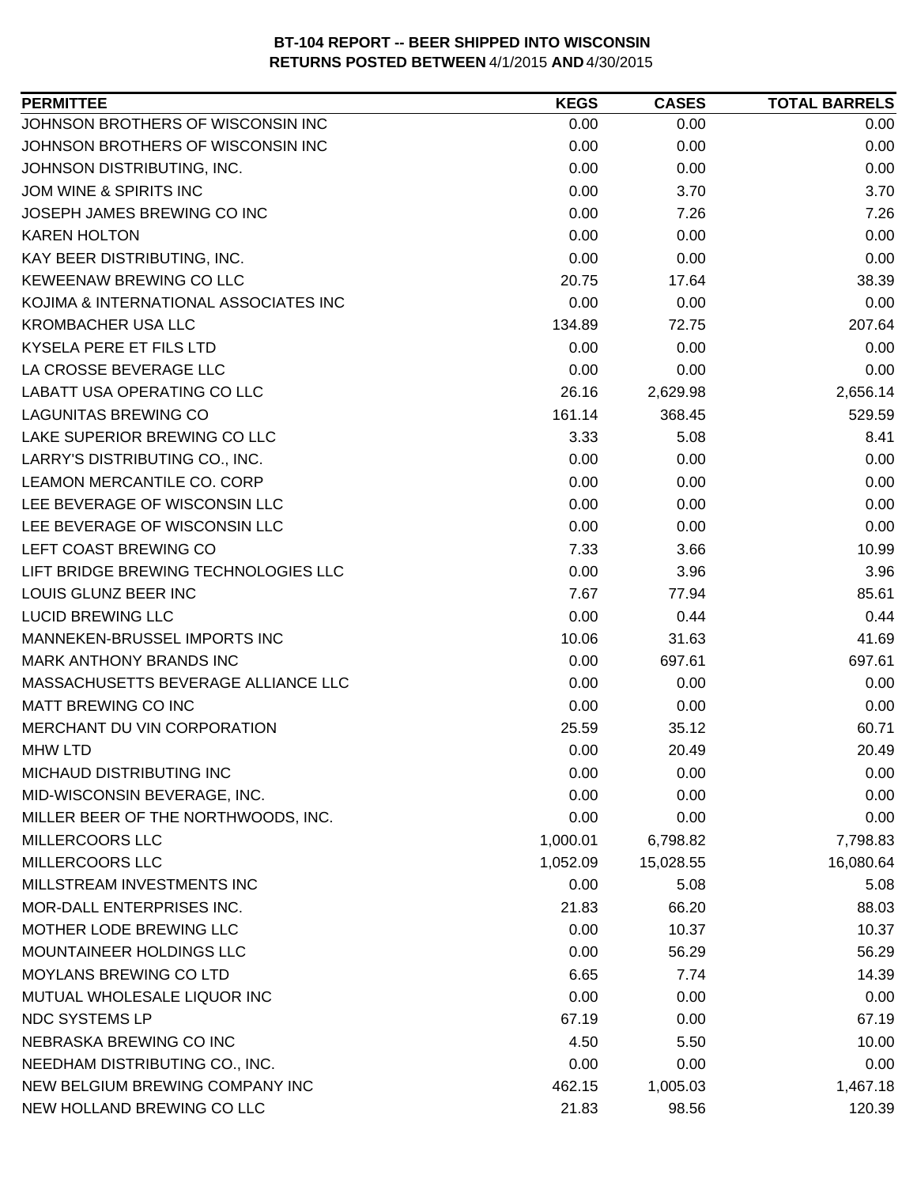**BT-104 REPORT -- BEER SHIPPED INTO WISCONSIN**
**RETURNS POSTED BETWEEN** 4/1/2015 **AND** 4/30/2015

| PERMITTEE | KEGS | CASES | TOTAL BARRELS |
|---|---|---|---|
| JOHNSON BROTHERS OF WISCONSIN INC | 0.00 | 0.00 | 0.00 |
| JOHNSON BROTHERS OF WISCONSIN INC | 0.00 | 0.00 | 0.00 |
| JOHNSON DISTRIBUTING, INC. | 0.00 | 0.00 | 0.00 |
| JOM WINE & SPIRITS INC | 0.00 | 3.70 | 3.70 |
| JOSEPH JAMES BREWING CO INC | 0.00 | 7.26 | 7.26 |
| KAREN HOLTON | 0.00 | 0.00 | 0.00 |
| KAY BEER DISTRIBUTING, INC. | 0.00 | 0.00 | 0.00 |
| KEWEENAW BREWING CO LLC | 20.75 | 17.64 | 38.39 |
| KOJIMA & INTERNATIONAL ASSOCIATES INC | 0.00 | 0.00 | 0.00 |
| KROMBACHER USA LLC | 134.89 | 72.75 | 207.64 |
| KYSELA PERE ET FILS LTD | 0.00 | 0.00 | 0.00 |
| LA CROSSE BEVERAGE LLC | 0.00 | 0.00 | 0.00 |
| LABATT USA OPERATING CO LLC | 26.16 | 2,629.98 | 2,656.14 |
| LAGUNITAS BREWING CO | 161.14 | 368.45 | 529.59 |
| LAKE SUPERIOR BREWING CO LLC | 3.33 | 5.08 | 8.41 |
| LARRY'S DISTRIBUTING CO., INC. | 0.00 | 0.00 | 0.00 |
| LEAMON MERCANTILE CO. CORP | 0.00 | 0.00 | 0.00 |
| LEE BEVERAGE OF WISCONSIN LLC | 0.00 | 0.00 | 0.00 |
| LEE BEVERAGE OF WISCONSIN LLC | 0.00 | 0.00 | 0.00 |
| LEFT COAST BREWING CO | 7.33 | 3.66 | 10.99 |
| LIFT BRIDGE BREWING TECHNOLOGIES LLC | 0.00 | 3.96 | 3.96 |
| LOUIS GLUNZ BEER INC | 7.67 | 77.94 | 85.61 |
| LUCID BREWING LLC | 0.00 | 0.44 | 0.44 |
| MANNEKEN-BRUSSEL IMPORTS INC | 10.06 | 31.63 | 41.69 |
| MARK ANTHONY BRANDS INC | 0.00 | 697.61 | 697.61 |
| MASSACHUSETTS BEVERAGE ALLIANCE LLC | 0.00 | 0.00 | 0.00 |
| MATT BREWING CO INC | 0.00 | 0.00 | 0.00 |
| MERCHANT DU VIN CORPORATION | 25.59 | 35.12 | 60.71 |
| MHW LTD | 0.00 | 20.49 | 20.49 |
| MICHAUD DISTRIBUTING INC | 0.00 | 0.00 | 0.00 |
| MID-WISCONSIN BEVERAGE, INC. | 0.00 | 0.00 | 0.00 |
| MILLER BEER OF THE NORTHWOODS, INC. | 0.00 | 0.00 | 0.00 |
| MILLERCOORS LLC | 1,000.01 | 6,798.82 | 7,798.83 |
| MILLERCOORS LLC | 1,052.09 | 15,028.55 | 16,080.64 |
| MILLSTREAM INVESTMENTS INC | 0.00 | 5.08 | 5.08 |
| MOR-DALL ENTERPRISES INC. | 21.83 | 66.20 | 88.03 |
| MOTHER LODE BREWING LLC | 0.00 | 10.37 | 10.37 |
| MOUNTAINEER HOLDINGS LLC | 0.00 | 56.29 | 56.29 |
| MOYLANS BREWING CO LTD | 6.65 | 7.74 | 14.39 |
| MUTUAL WHOLESALE LIQUOR INC | 0.00 | 0.00 | 0.00 |
| NDC SYSTEMS LP | 67.19 | 0.00 | 67.19 |
| NEBRASKA BREWING CO INC | 4.50 | 5.50 | 10.00 |
| NEEDHAM DISTRIBUTING CO., INC. | 0.00 | 0.00 | 0.00 |
| NEW BELGIUM BREWING COMPANY INC | 462.15 | 1,005.03 | 1,467.18 |
| NEW HOLLAND BREWING CO LLC | 21.83 | 98.56 | 120.39 |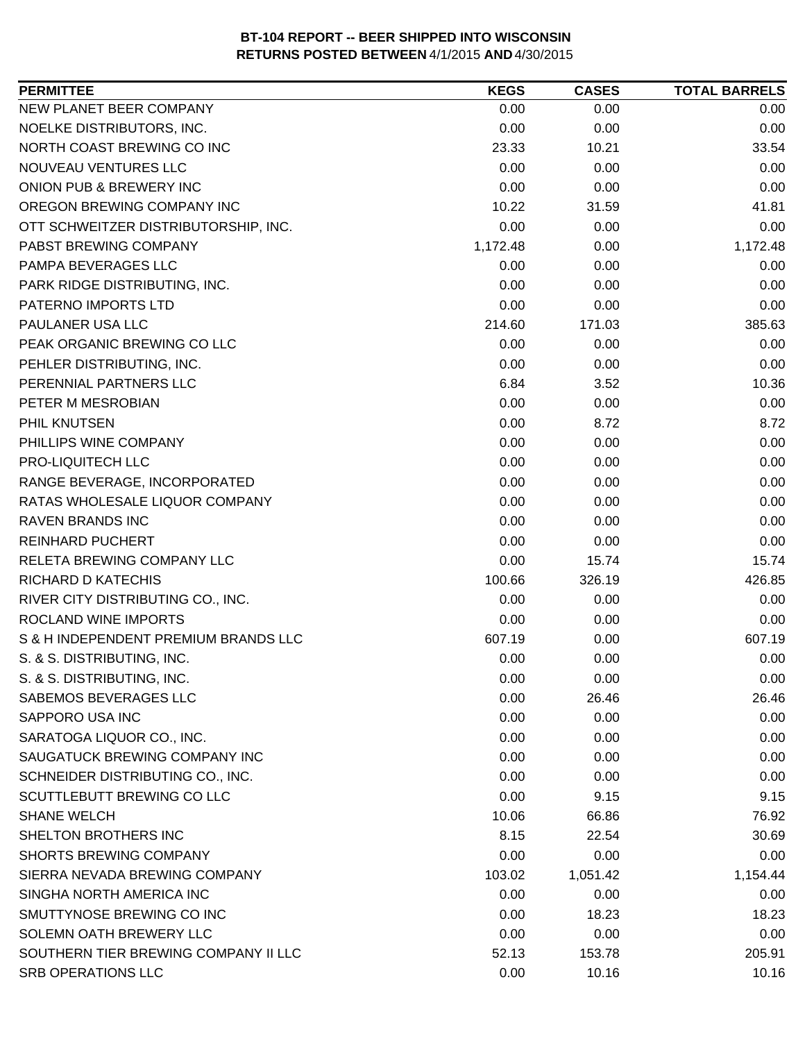**BT-104 REPORT -- BEER SHIPPED INTO WISCONSIN**
**RETURNS POSTED BETWEEN** 4/1/2015 **AND** 4/30/2015

| PERMITTEE | KEGS | CASES | TOTAL BARRELS |
| --- | --- | --- | --- |
| NEW PLANET BEER COMPANY | 0.00 | 0.00 | 0.00 |
| NOELKE DISTRIBUTORS, INC. | 0.00 | 0.00 | 0.00 |
| NORTH COAST BREWING CO INC | 23.33 | 10.21 | 33.54 |
| NOUVEAU VENTURES LLC | 0.00 | 0.00 | 0.00 |
| ONION PUB & BREWERY INC | 0.00 | 0.00 | 0.00 |
| OREGON BREWING COMPANY INC | 10.22 | 31.59 | 41.81 |
| OTT SCHWEITZER DISTRIBUTORSHIP, INC. | 0.00 | 0.00 | 0.00 |
| PABST BREWING COMPANY | 1,172.48 | 0.00 | 1,172.48 |
| PAMPA BEVERAGES LLC | 0.00 | 0.00 | 0.00 |
| PARK RIDGE DISTRIBUTING, INC. | 0.00 | 0.00 | 0.00 |
| PATERNO IMPORTS LTD | 0.00 | 0.00 | 0.00 |
| PAULANER USA LLC | 214.60 | 171.03 | 385.63 |
| PEAK ORGANIC BREWING CO LLC | 0.00 | 0.00 | 0.00 |
| PEHLER DISTRIBUTING, INC. | 0.00 | 0.00 | 0.00 |
| PERENNIAL PARTNERS LLC | 6.84 | 3.52 | 10.36 |
| PETER M MESROBIAN | 0.00 | 0.00 | 0.00 |
| PHIL KNUTSEN | 0.00 | 8.72 | 8.72 |
| PHILLIPS WINE COMPANY | 0.00 | 0.00 | 0.00 |
| PRO-LIQUITECH LLC | 0.00 | 0.00 | 0.00 |
| RANGE BEVERAGE, INCORPORATED | 0.00 | 0.00 | 0.00 |
| RATAS WHOLESALE LIQUOR COMPANY | 0.00 | 0.00 | 0.00 |
| RAVEN BRANDS INC | 0.00 | 0.00 | 0.00 |
| REINHARD PUCHERT | 0.00 | 0.00 | 0.00 |
| RELETA BREWING COMPANY LLC | 0.00 | 15.74 | 15.74 |
| RICHARD D KATECHIS | 100.66 | 326.19 | 426.85 |
| RIVER CITY DISTRIBUTING CO., INC. | 0.00 | 0.00 | 0.00 |
| ROCLAND WINE IMPORTS | 0.00 | 0.00 | 0.00 |
| S & H INDEPENDENT PREMIUM BRANDS LLC | 607.19 | 0.00 | 607.19 |
| S. & S. DISTRIBUTING, INC. | 0.00 | 0.00 | 0.00 |
| S. & S. DISTRIBUTING, INC. | 0.00 | 0.00 | 0.00 |
| SABEMOS BEVERAGES LLC | 0.00 | 26.46 | 26.46 |
| SAPPORO USA INC | 0.00 | 0.00 | 0.00 |
| SARATOGA LIQUOR CO., INC. | 0.00 | 0.00 | 0.00 |
| SAUGATUCK BREWING COMPANY INC | 0.00 | 0.00 | 0.00 |
| SCHNEIDER DISTRIBUTING CO., INC. | 0.00 | 0.00 | 0.00 |
| SCUTTLEBUTT BREWING CO LLC | 0.00 | 9.15 | 9.15 |
| SHANE WELCH | 10.06 | 66.86 | 76.92 |
| SHELTON BROTHERS INC | 8.15 | 22.54 | 30.69 |
| SHORTS BREWING COMPANY | 0.00 | 0.00 | 0.00 |
| SIERRA NEVADA BREWING COMPANY | 103.02 | 1,051.42 | 1,154.44 |
| SINGHA NORTH AMERICA INC | 0.00 | 0.00 | 0.00 |
| SMUTTYNOSE BREWING CO INC | 0.00 | 18.23 | 18.23 |
| SOLEMN OATH BREWERY LLC | 0.00 | 0.00 | 0.00 |
| SOUTHERN TIER BREWING COMPANY II LLC | 52.13 | 153.78 | 205.91 |
| SRB OPERATIONS LLC | 0.00 | 10.16 | 10.16 |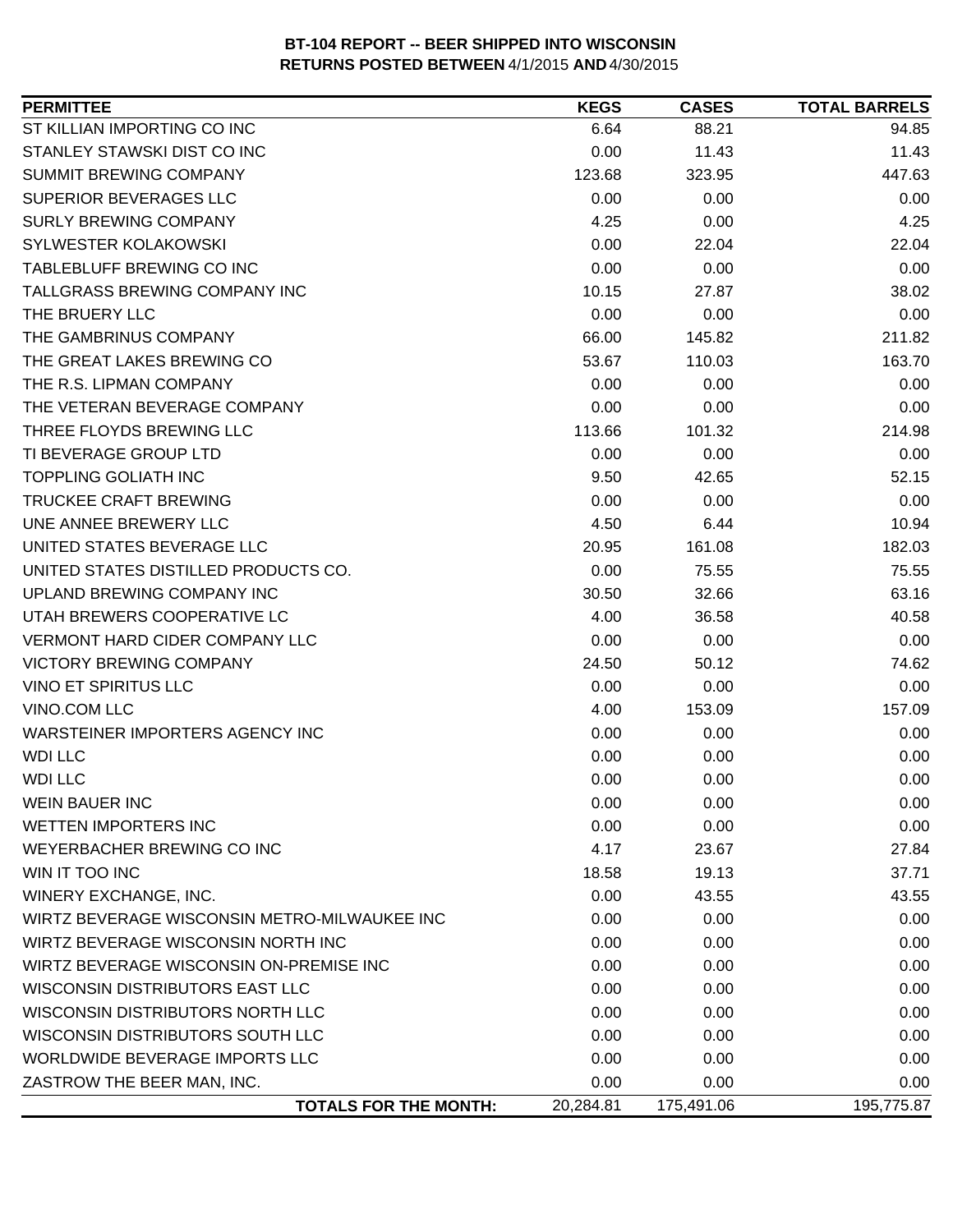**BT-104 REPORT -- BEER SHIPPED INTO WISCONSIN**
**RETURNS POSTED BETWEEN 4/1/2015 AND 4/30/2015**

| PERMITTEE | KEGS | CASES | TOTAL BARRELS |
|---|---|---|---|
| ST KILLIAN IMPORTING CO INC | 6.64 | 88.21 | 94.85 |
| STANLEY STAWSKI DIST CO INC | 0.00 | 11.43 | 11.43 |
| SUMMIT BREWING COMPANY | 123.68 | 323.95 | 447.63 |
| SUPERIOR BEVERAGES LLC | 0.00 | 0.00 | 0.00 |
| SURLY BREWING COMPANY | 4.25 | 0.00 | 4.25 |
| SYLWESTER KOLAKOWSKI | 0.00 | 22.04 | 22.04 |
| TABLEBLUFF BREWING CO INC | 0.00 | 0.00 | 0.00 |
| TALLGRASS BREWING COMPANY INC | 10.15 | 27.87 | 38.02 |
| THE BRUERY LLC | 0.00 | 0.00 | 0.00 |
| THE GAMBRINUS COMPANY | 66.00 | 145.82 | 211.82 |
| THE GREAT LAKES BREWING CO | 53.67 | 110.03 | 163.70 |
| THE R.S. LIPMAN COMPANY | 0.00 | 0.00 | 0.00 |
| THE VETERAN BEVERAGE COMPANY | 0.00 | 0.00 | 0.00 |
| THREE FLOYDS BREWING LLC | 113.66 | 101.32 | 214.98 |
| TI BEVERAGE GROUP LTD | 0.00 | 0.00 | 0.00 |
| TOPPLING GOLIATH INC | 9.50 | 42.65 | 52.15 |
| TRUCKEE CRAFT BREWING | 0.00 | 0.00 | 0.00 |
| UNE ANNEE BREWERY LLC | 4.50 | 6.44 | 10.94 |
| UNITED STATES BEVERAGE LLC | 20.95 | 161.08 | 182.03 |
| UNITED STATES DISTILLED PRODUCTS CO. | 0.00 | 75.55 | 75.55 |
| UPLAND BREWING COMPANY INC | 30.50 | 32.66 | 63.16 |
| UTAH BREWERS COOPERATIVE LC | 4.00 | 36.58 | 40.58 |
| VERMONT HARD CIDER COMPANY LLC | 0.00 | 0.00 | 0.00 |
| VICTORY BREWING COMPANY | 24.50 | 50.12 | 74.62 |
| VINO ET SPIRITUS LLC | 0.00 | 0.00 | 0.00 |
| VINO.COM LLC | 4.00 | 153.09 | 157.09 |
| WARSTEINER IMPORTERS AGENCY INC | 0.00 | 0.00 | 0.00 |
| WDI LLC | 0.00 | 0.00 | 0.00 |
| WDI LLC | 0.00 | 0.00 | 0.00 |
| WEIN BAUER INC | 0.00 | 0.00 | 0.00 |
| WETTEN IMPORTERS INC | 0.00 | 0.00 | 0.00 |
| WEYERBACHER BREWING CO INC | 4.17 | 23.67 | 27.84 |
| WIN IT TOO INC | 18.58 | 19.13 | 37.71 |
| WINERY EXCHANGE, INC. | 0.00 | 43.55 | 43.55 |
| WIRTZ BEVERAGE WISCONSIN METRO-MILWAUKEE INC | 0.00 | 0.00 | 0.00 |
| WIRTZ BEVERAGE WISCONSIN NORTH INC | 0.00 | 0.00 | 0.00 |
| WIRTZ BEVERAGE WISCONSIN ON-PREMISE INC | 0.00 | 0.00 | 0.00 |
| WISCONSIN DISTRIBUTORS EAST LLC | 0.00 | 0.00 | 0.00 |
| WISCONSIN DISTRIBUTORS NORTH LLC | 0.00 | 0.00 | 0.00 |
| WISCONSIN DISTRIBUTORS SOUTH LLC | 0.00 | 0.00 | 0.00 |
| WORLDWIDE BEVERAGE IMPORTS LLC | 0.00 | 0.00 | 0.00 |
| ZASTROW THE BEER MAN, INC. | 0.00 | 0.00 | 0.00 |
| **TOTALS FOR THE MONTH:** | 20,284.81 | 175,491.06 | 195,775.87 |